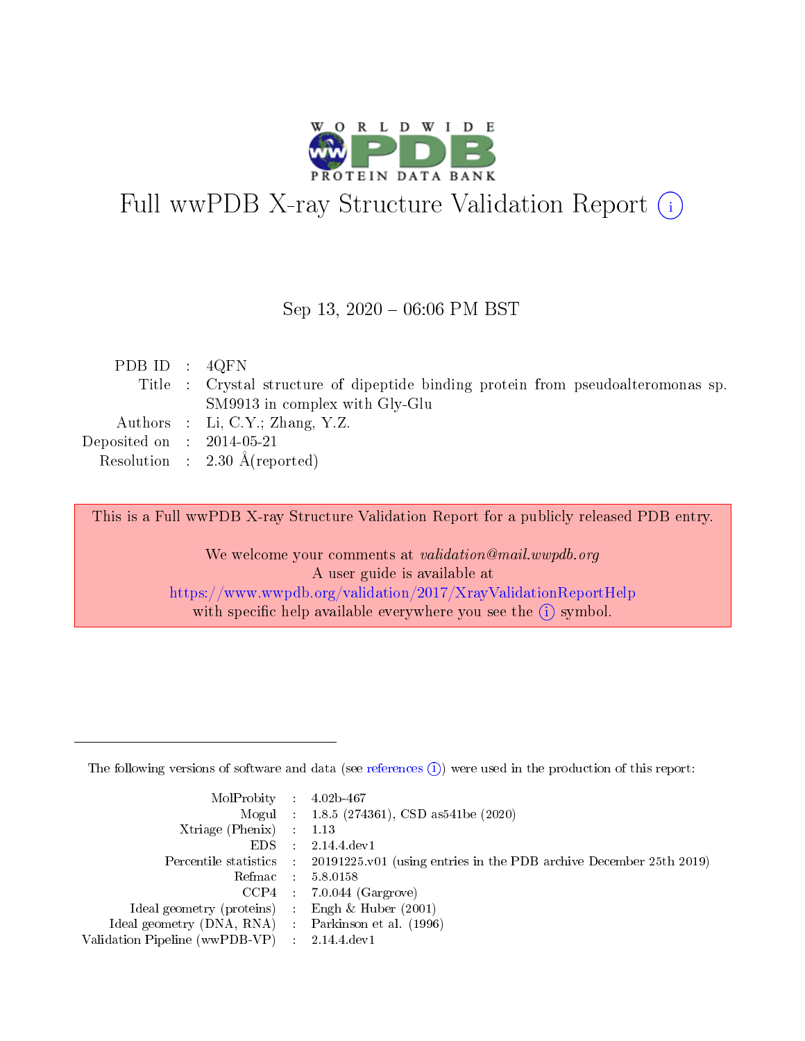# Full wwPDB X-ray Structure Validation Report (i)

Sep 13, 2020 – 06:06 PM BST

| | | |
|---|---|---|
| PDB ID | : | 4QFN |
| Title | : | Crystal structure of dipeptide binding protein from pseudoalteromonas sp. SM9913 in complex with Gly-Glu |
| Authors | : | Li, C.Y.; Zhang, Y.Z. |
| Deposited on | : | 2014-05-21 |
| Resolution | : | 2.30 Å(reported) |

This is a Full wwPDB X-ray Structure Validation Report for a publicly released PDB entry.

We welcome your comments at *validation@mail.wwpdb.org*
A user guide is available at
https://www.wwpdb.org/validation/2017/XrayValidationReportHelp
with specific help available everywhere you see the (i) symbol.

---

The following versions of software and data (see references (i)) were used in the production of this report:

| | | |
|---|---|---|
| MolProbity | : | 4.02b-467 |
| Mogul | : | 1.8.5 (274361), CSD as541be (2020) |
| Xtriage (Phenix) | : | 1.13 |
| EDS | : | 2.14.4.dev1 |
| Percentile statistics | : | 20191225.v01 (using entries in the PDB archive December 25th 2019) |
| Refmac | : | 5.8.0158 |
| CCP4 | : | 7.0.044 (Gargrove) |
| Ideal geometry (proteins) | : | Engh & Huber (2001) |
| Ideal geometry (DNA, RNA) | : | Parkinson et al. (1996) |
| Validation Pipeline (wwPDB-VP) | : | 2.14.4.dev1 |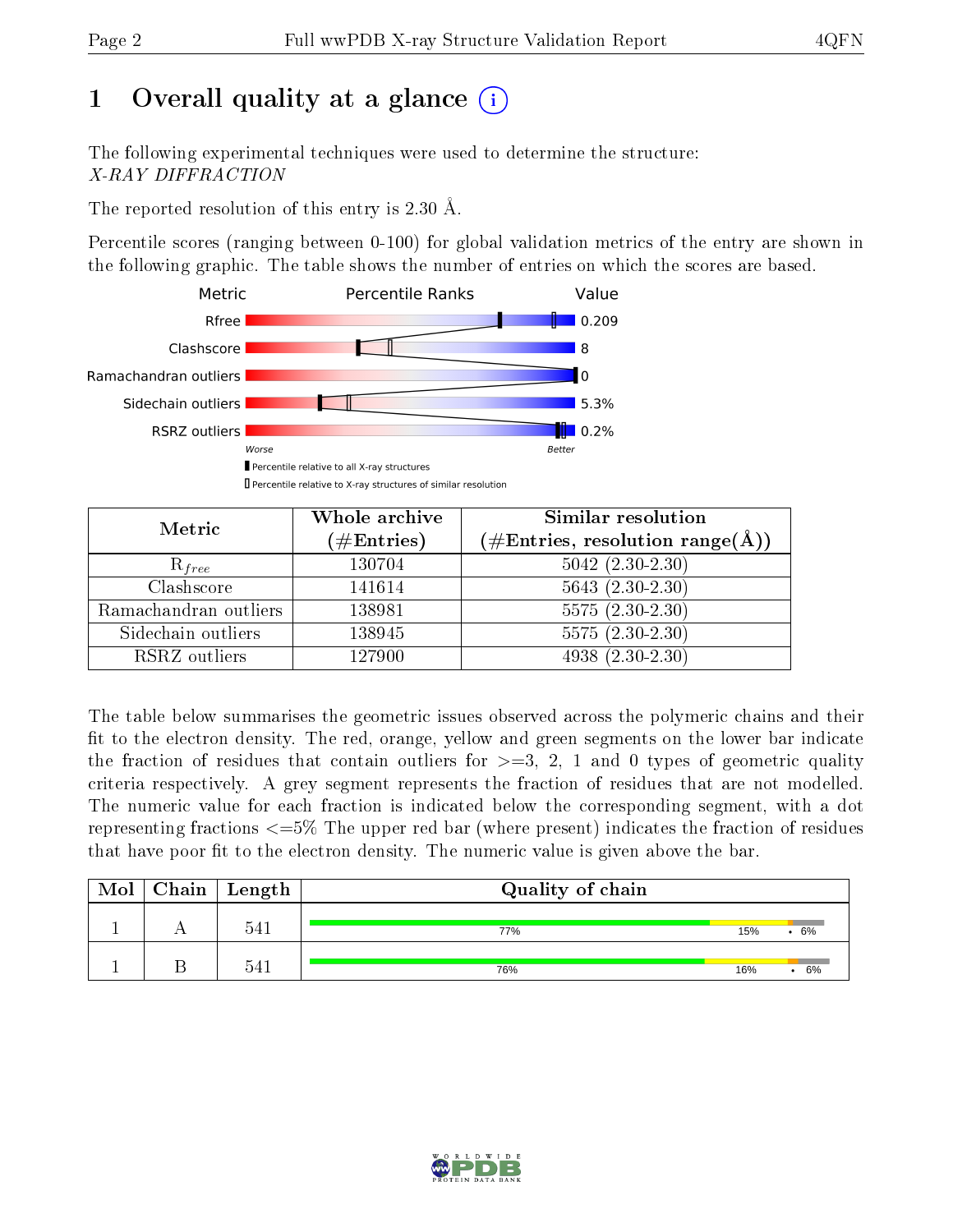# 1 Overall quality at a glance

The following experimental techniques were used to determine the structure:
*X-RAY DIFFRACTION*

The reported resolution of this entry is 2.30 Å.

Percentile scores (ranging between 0-100) for global validation metrics of the entry are shown in the following graphic. The table shows the number of entries on which the scores are based.

| Metric | Value |
|---|---|
| Rfree | 0.209 |
| Clashscore | 8 |
| Ramachandran outliers | 0 |
| Sidechain outliers | 5.3% |
| RSRZ outliers | 0.2% |

| Metric | Whole archive (#Entries) | Similar resolution (#Entries, resolution range(Å)) |
|---|---|---|
| $R_{free}$ | 130704 | 5042 (2.30-2.30) |
| Clashscore | 141614 | 5643 (2.30-2.30) |
| Ramachandran outliers | 138981 | 5575 (2.30-2.30) |
| Sidechain outliers | 138945 | 5575 (2.30-2.30) |
| RSRZ outliers | 127900 | 4938 (2.30-2.30) |

The table below summarises the geometric issues observed across the polymeric chains and their fit to the electron density. The red, orange, yellow and green segments on the lower bar indicate the fraction of residues that contain outliers for >=3, 2, 1 and 0 types of geometric quality criteria respectively. A grey segment represents the fraction of residues that are not modelled. The numeric value for each fraction is indicated below the corresponding segment, with a dot representing fractions <=5% The upper red bar (where present) indicates the fraction of residues that have poor fit to the electron density. The numeric value is given above the bar.

| Mol | Chain | Length | Quality of chain |
|---|---|---|---|
| 1 | A | 541 | 77% 15% • 6% |
| 1 | B | 541 | 76% 16% • 6% |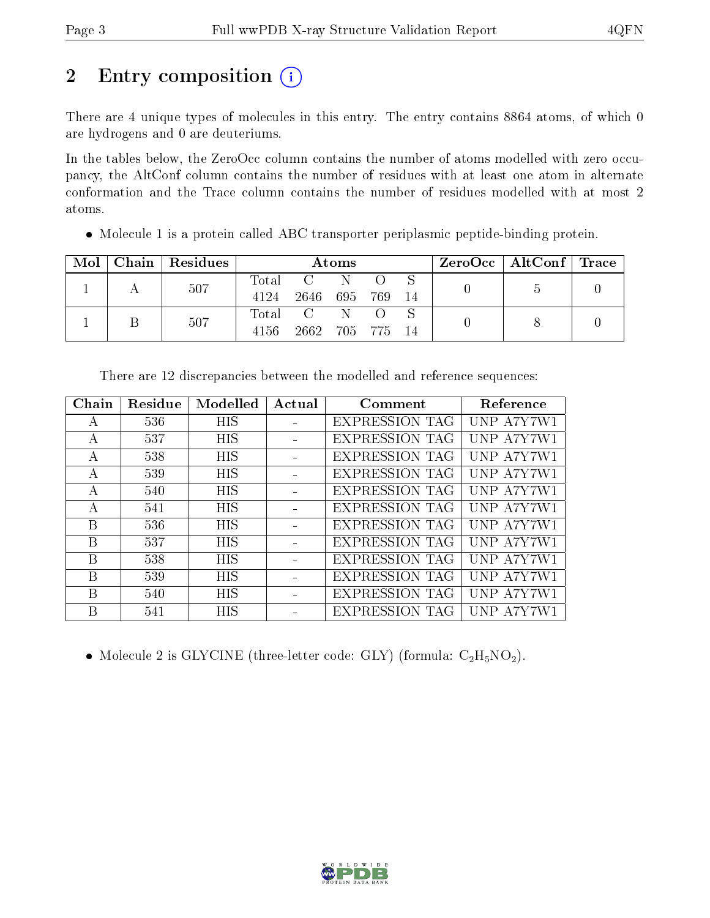## 2 Entry composition (i)

There are 4 unique types of molecules in this entry. The entry contains 8864 atoms, of which 0 are hydrogens and 0 are deuteriums.

In the tables below, the ZeroOcc column contains the number of atoms modelled with zero occupancy, the AltConf column contains the number of residues with at least one atom in alternate conformation and the Trace column contains the number of residues modelled with at most 2 atoms.

- Molecule 1 is a protein called ABC transporter periplasmic peptide-binding protein.

| Mol | Chain | Residues | Atoms | | | | | ZeroOcc | AltConf | Trace |
|---|---|---|---|---|---|---|---|---|---|---|
| 1 | A | 507 | Total | C | N | O | S | 0 | 5 | 0 |
| | | | 4124 | 2646 | 695 | 769 | 14 | | | |
| 1 | B | 507 | Total | C | N | O | S | 0 | 8 | 0 |
| | | | 4156 | 2662 | 705 | 775 | 14 | | | |

There are 12 discrepancies between the modelled and reference sequences:

| Chain | Residue | Modelled | Actual | Comment | Reference |
|---|---|---|---|---|---|
| A | 536 | HIS | - | EXPRESSION TAG | UNP A7Y7W1 |
| A | 537 | HIS | - | EXPRESSION TAG | UNP A7Y7W1 |
| A | 538 | HIS | - | EXPRESSION TAG | UNP A7Y7W1 |
| A | 539 | HIS | - | EXPRESSION TAG | UNP A7Y7W1 |
| A | 540 | HIS | - | EXPRESSION TAG | UNP A7Y7W1 |
| A | 541 | HIS | - | EXPRESSION TAG | UNP A7Y7W1 |
| B | 536 | HIS | - | EXPRESSION TAG | UNP A7Y7W1 |
| B | 537 | HIS | - | EXPRESSION TAG | UNP A7Y7W1 |
| B | 538 | HIS | - | EXPRESSION TAG | UNP A7Y7W1 |
| B | 539 | HIS | - | EXPRESSION TAG | UNP A7Y7W1 |
| B | 540 | HIS | - | EXPRESSION TAG | UNP A7Y7W1 |
| B | 541 | HIS | - | EXPRESSION TAG | UNP A7Y7W1 |

- Molecule 2 is GLYCINE (three-letter code: GLY) (formula: $C_2H_5NO_2$).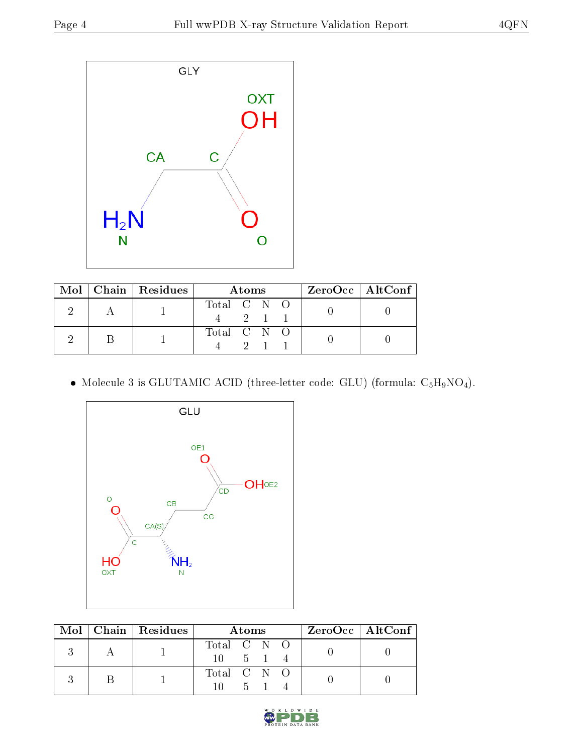| Mol | Chain | Residues | Atoms | | | | ZeroOcc | AltConf |
|---|---|---|---|---|---|---|---|---|
| | | | Total | C | N | O | | |
| 2 | A | 1 | 4 | 2 | 1 | 1 | 0 | 0 |
| 2 | B | 1 | 4 | 2 | 1 | 1 | 0 | 0 |

- Molecule 3 is GLUTAMIC ACID (three-letter code: GLU) (formula: $C_5H_9NO_4$).

| Mol | Chain | Residues | Atoms | | | | ZeroOcc | AltConf |
|---|---|---|---|---|---|---|---|---|
| | | | Total | C | N | O | | |
| 3 | A | 1 | 10 | 5 | 1 | 4 | 0 | 0 |
| 3 | B | 1 | 10 | 5 | 1 | 4 | 0 | 0 |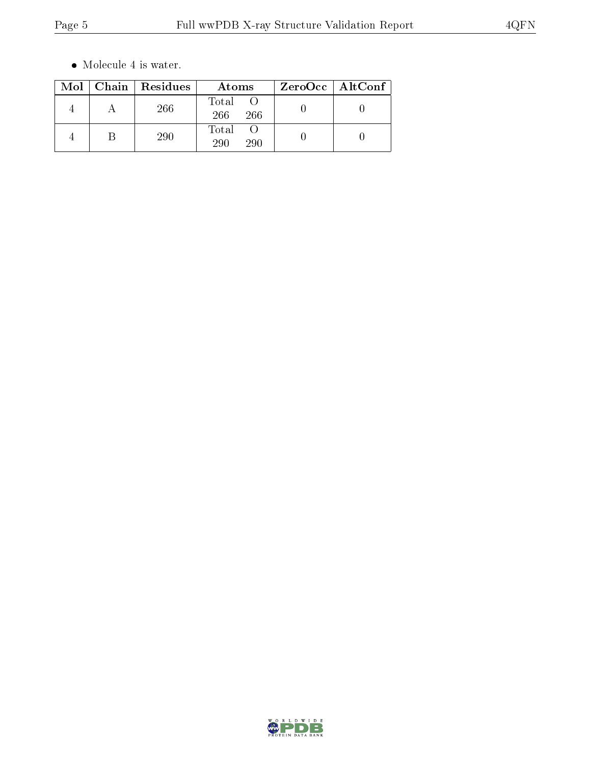- Molecule 4 is water.

| Mol | Chain | Residues | Atoms | | ZeroOcc | AltConf |
|---|---|---|---|---|---|---|
| | | | Total | O | | |
| 4 | A | 266 | 266 | 266 | 0 | 0 |
| 4 | B | 290 | 290 | 290 | 0 | 0 |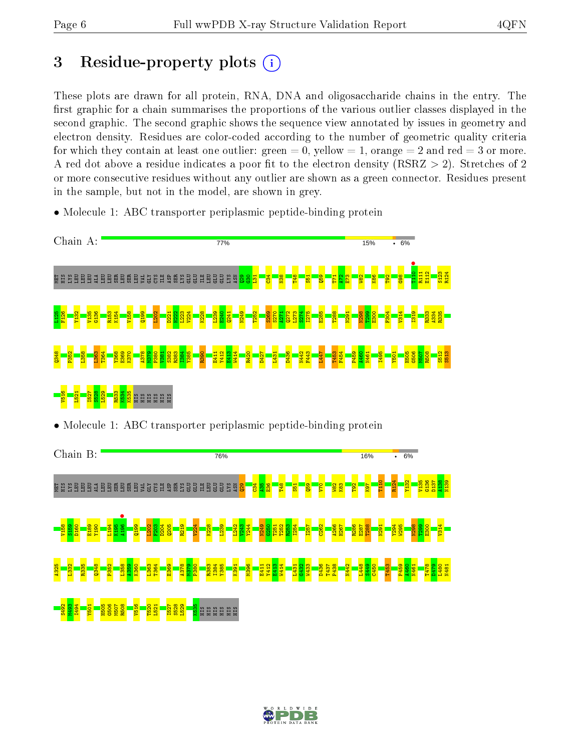# 3 Residue-property plots

These plots are drawn for all protein, RNA, DNA and oligosaccharide chains in the entry. The first graphic for a chain summarises the proportions of the various outlier classes displayed in the second graphic. The second graphic shows the sequence view annotated by issues in geometry and electron density. Residues are color-coded according to the number of geometric quality criteria for which they contain at least one outlier: green = 0, yellow = 1, orange = 2 and red = 3 or more. A red dot above a residue indicates a poor fit to the electron density (RSRZ > 2). Stretches of 2 or more consecutive residues without any outlier are shown as a green connector. Residues present in the sample, but not in the model, are shown in grey.

- Molecule 1: ABC transporter periplasmic peptide-binding protein

Chain A: 77% 15% • 6%

MET HIS LYS LEU LEU ALA LEU LEU SER LEU SER LEU VAL GLY CYS ILE ASP SER LYS GLU GLU ILE LEU GLU GLU LYS ASN Q29 G30 L31 C34 N38 T48 S51 Q59 T71 A72 E73 W82 K86 T92 G98 T110 R111 E112 S123 R124 I125 F126 Y132 V135 G136 R153 K154 V158 Q199 L202 D221 K222 E223 V224 K228 L239 E240 Q241 N249 T252 S269 S270 A271 Q272 L273 S274 I275 E285 T288 N291 N298 T299 E300 F304 V314 I319 R333 A334 R335 Q348 P352 L358 L363 T364 Y368 E369 K370 A378 N379 P380 V381 S382 R383 Y385 R390 E411 Y412 E413 W414 R420 D427 L431 D436 N442 F443 I447 T453 F454 P459 A460 N461 I495 Y501 H505 G506 M507 R508 S512 S513 V516 L521 I527 S528 L529 R533 K534 K535 HIS HIS HIS HIS HIS HIS

- Molecule 1: ABC transporter periplasmic peptide-binding protein

Chain B: 76% 16% • 6%

MET HIS LYS LEU LEU ALA LEU LEU SER LEU SER LEU VAL GLY CYS ILE ASP SER LYS GLU GLU ILE LEU GLU GLU LYS ASN Q29 C34 A35 E36 T48 S51 Q59 V70 W82 K83 T92 K97 T110 R124 Y132 V135 G136 D137 I138 N139 V158 S159 D160 E189 Y190 L194 K195 A196 Q199 L202 F203 D204 Q205 R219 V224 K228 L239 L242 V243 Y244 N249 G250 T251 T252 R253 I254 I257 C262 A266 H267 R286 E287 T288 N291 Y294 W295 N298 T299 E300 V314 A325 L332 R335 Q348 P352 L358 A359 K360 L363 T364 E369 A378 N379 P380 R383 I384 Y385 K391 M396 E411 Y412 E413 W414 L431 G432 F433 D436 T437 P438 N442 L448 S449 C450 T453 P459 A460 N461 T478 D479 L480 N481 S492 M493 I494 Y501 H505 G506 M507 R508 V516 T520 L521 I527 S528 L529 K535 HIS HIS HIS HIS HIS HIS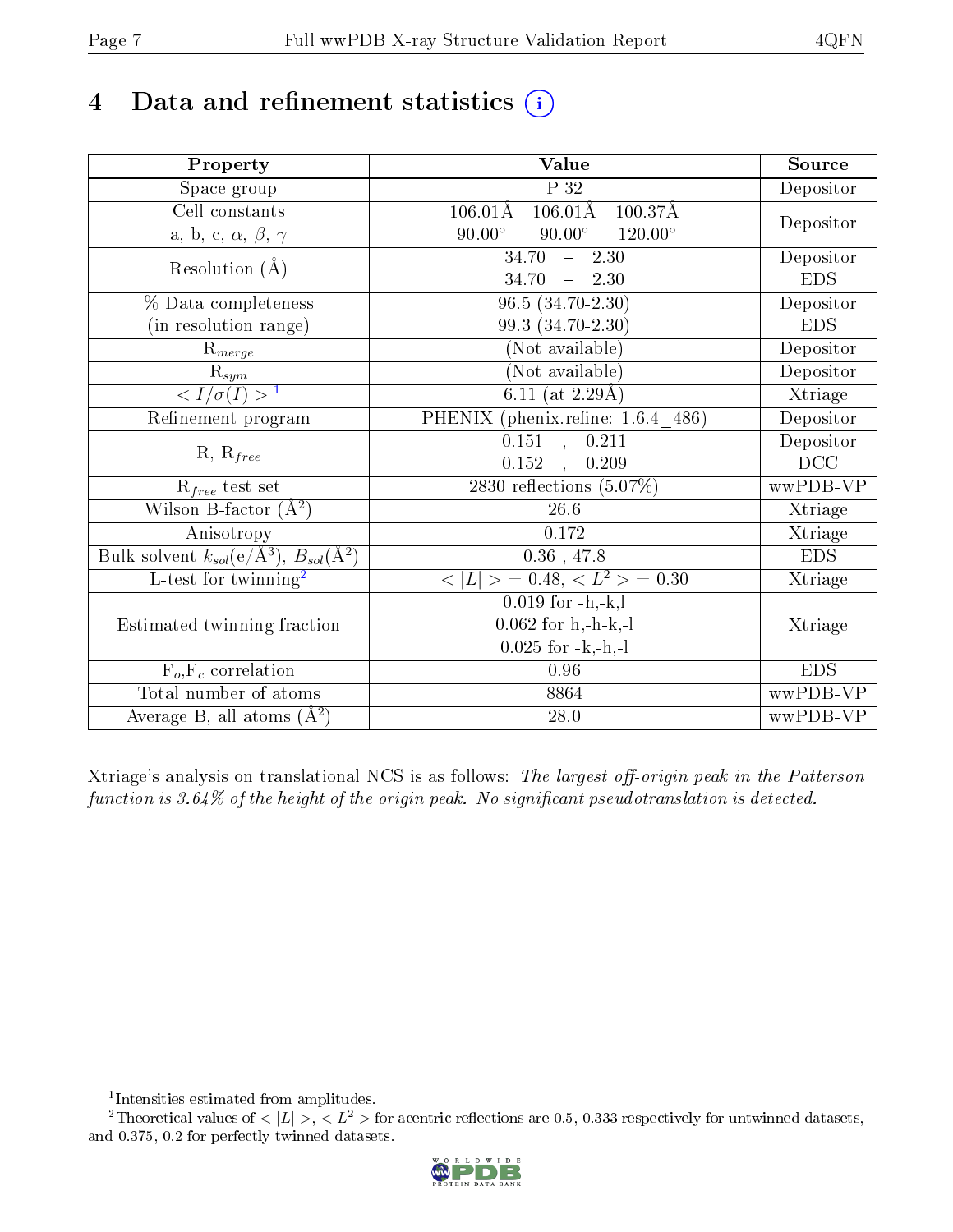# 4 Data and refinement statistics (i)

| Property | Value | Source |
|---|---|---|
| Space group | P 32 | Depositor |
| Cell constants<br>a, b, c, $\alpha$, $\beta$, $\gamma$ | 106.01Å 106.01Å 100.37Å<br>90.00° 90.00° 120.00° | Depositor |
| Resolution (Å) | 34.70 – 2.30<br>34.70 – 2.30 | Depositor<br>EDS |
| % Data completeness<br>(in resolution range) | 96.5 (34.70-2.30)<br>99.3 (34.70-2.30) | Depositor<br>EDS |
| $R_{merge}$ | (Not available) | Depositor |
| $R_{sym}$ | (Not available) | Depositor |
| $< I/\sigma(I) >$ [1] | 6.11 (at 2.29Å) | Xtriage |
| Refinement program | PHENIX (phenix.refine: 1.6.4_486) | Depositor |
| R, $R_{free}$ | 0.151 , 0.211<br>0.152 , 0.209 | Depositor<br>DCC |
| $R_{free}$ test set | 2830 reflections (5.07%) | wwPDB-VP |
| Wilson B-factor (Å$^2$) | 26.6 | Xtriage |
| Anisotropy | 0.172 | Xtriage |
| Bulk solvent $k_{sol}$(e/Å$^3$), $B_{sol}$(Å$^2$) | 0.36 , 47.8 | EDS |
| L-test for twinning[2] | $< \|L\| >$ = 0.48, $< L^2 >$ = 0.30 | Xtriage |
| Estimated twinning fraction | 0.019 for -h,-k,l<br>0.062 for h,-h-k,-l<br>0.025 for -k,-h,-l | Xtriage |
| $F_o$,$F_c$ correlation | 0.96 | EDS |
| Total number of atoms | 8864 | wwPDB-VP |
| Average B, all atoms (Å$^2$) | 28.0 | wwPDB-VP |

Xtriage's analysis on translational NCS is as follows: *The largest off-origin peak in the Patterson function is 3.64% of the height of the origin peak. No significant pseudotranslation is detected.*

[1] Intensities estimated from amplitudes.

[2] Theoretical values of $< |L| >$, $< L^2 >$ for acentric reflections are 0.5, 0.333 respectively for untwinned datasets, and 0.375, 0.2 for perfectly twinned datasets.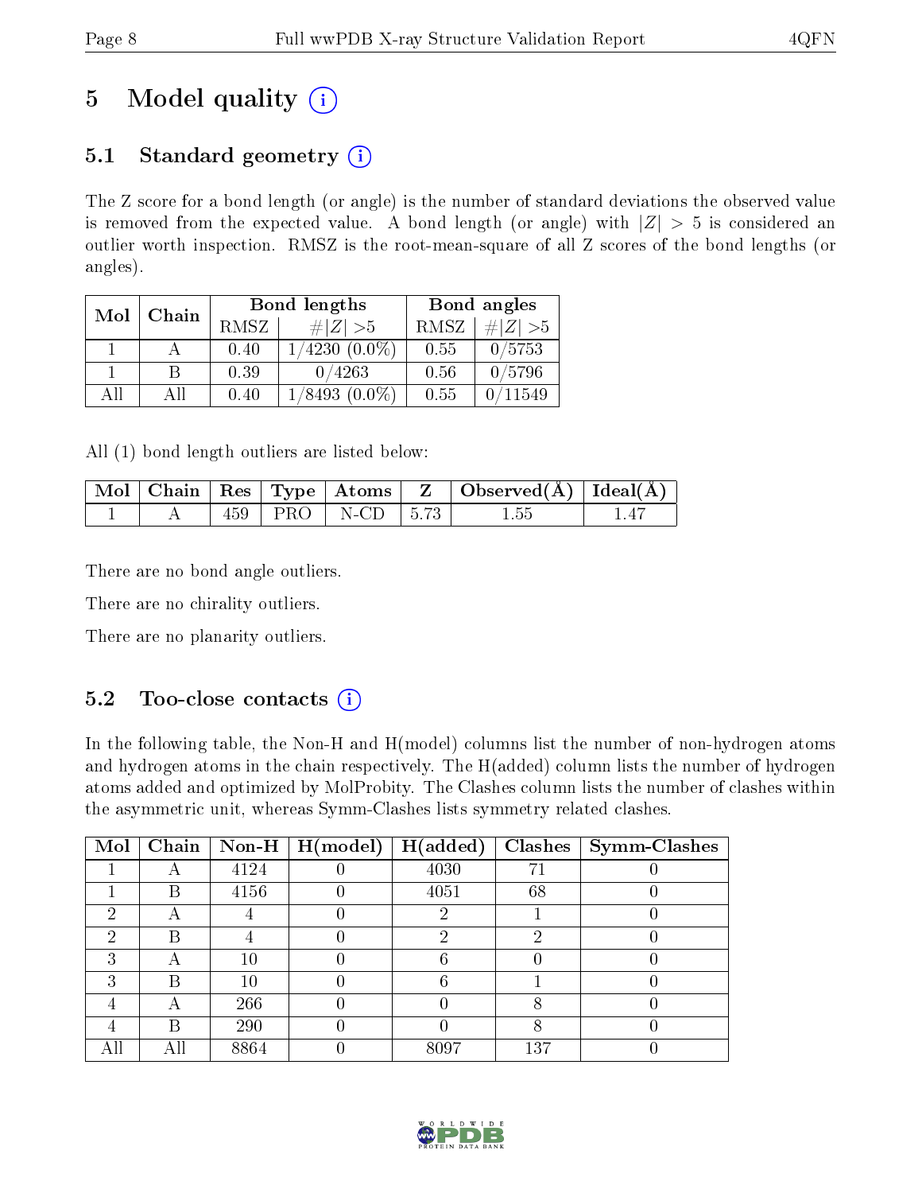# 5 Model quality (i)

## 5.1 Standard geometry (i)

The Z score for a bond length (or angle) is the number of standard deviations the observed value is removed from the expected value. A bond length (or angle) with $|Z| > 5$ is considered an outlier worth inspection. RMSZ is the root-mean-square of all Z scores of the bond lengths (or angles).

| Mol | Chain | Bond lengths | | Bond angles | |
|---|---|---|---|---|---|
| | | RMSZ | $\#\|Z\| > 5$ | RMSZ | $\#\|Z\| > 5$ |
| 1 | A | 0.40 | 1/4230 (0.0%) | 0.55 | 0/5753 |
| 1 | B | 0.39 | 0/4263 | 0.56 | 0/5796 |
| All | All | 0.40 | 1/8493 (0.0%) | 0.55 | 0/11549 |

All (1) bond length outliers are listed below:

| Mol | Chain | Res | Type | Atoms | Z | Observed(Å) | Ideal(Å) |
|---|---|---|---|---|---|---|---|
| 1 | A | 459 | PRO | N-CD | 5.73 | 1.55 | 1.47 |

There are no bond angle outliers.

There are no chirality outliers.

There are no planarity outliers.

## 5.2 Too-close contacts (i)

In the following table, the Non-H and H(model) columns list the number of non-hydrogen atoms and hydrogen atoms in the chain respectively. The H(added) column lists the number of hydrogen atoms added and optimized by MolProbity. The Clashes column lists the number of clashes within the asymmetric unit, whereas Symm-Clashes lists symmetry related clashes.

| Mol | Chain | Non-H | H(model) | H(added) | Clashes | Symm-Clashes |
|---|---|---|---|---|---|---|
| 1 | A | 4124 | 0 | 4030 | 71 | 0 |
| 1 | B | 4156 | 0 | 4051 | 68 | 0 |
| 2 | A | 4 | 0 | 2 | 1 | 0 |
| 2 | B | 4 | 0 | 2 | 2 | 0 |
| 3 | A | 10 | 0 | 6 | 0 | 0 |
| 3 | B | 10 | 0 | 6 | 1 | 0 |
| 4 | A | 266 | 0 | 0 | 8 | 0 |
| 4 | B | 290 | 0 | 0 | 8 | 0 |
| All | All | 8864 | 0 | 8097 | 137 | 0 |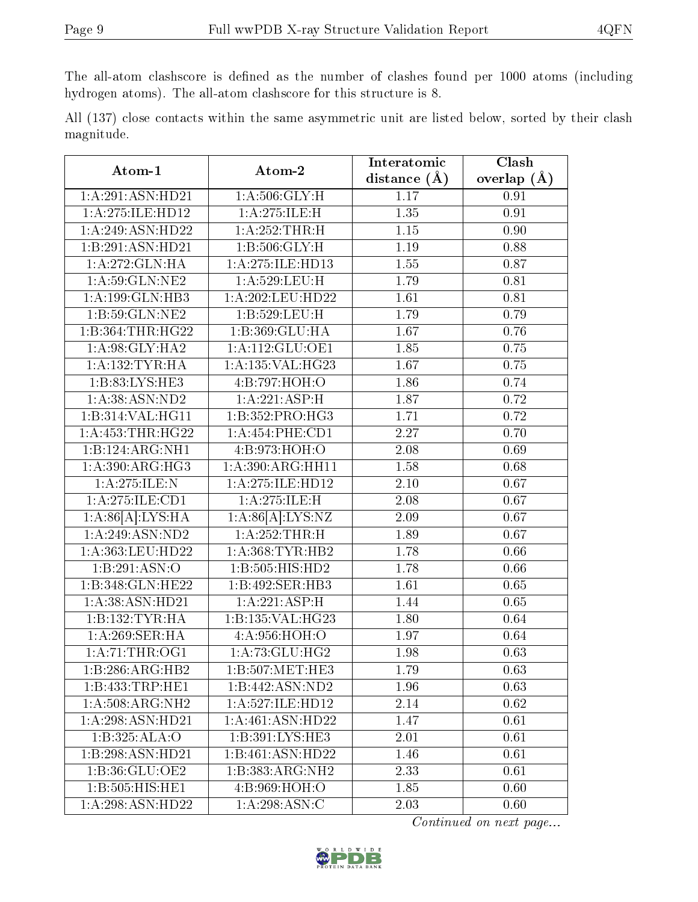The all-atom clashscore is defined as the number of clashes found per 1000 atoms (including hydrogen atoms). The all-atom clashscore for this structure is 8.

All (137) close contacts within the same asymmetric unit are listed below, sorted by their clash magnitude.

| Atom-1 | Atom-2 | Interatomic distance (Å) | Clash overlap (Å) |
|---|---|---|---|
| 1:A:291:ASN:HD21 | 1:A:506:GLY:H | 1.17 | 0.91 |
| 1:A:275:ILE:HD12 | 1:A:275:ILE:H | 1.35 | 0.91 |
| 1:A:249:ASN:HD22 | 1:A:252:THR:H | 1.15 | 0.90 |
| 1:B:291:ASN:HD21 | 1:B:506:GLY:H | 1.19 | 0.88 |
| 1:A:272:GLN:HA | 1:A:275:ILE:HD13 | 1.55 | 0.87 |
| 1:A:59:GLN:NE2 | 1:A:529:LEU:H | 1.79 | 0.81 |
| 1:A:199:GLN:HB3 | 1:A:202:LEU:HD22 | 1.61 | 0.81 |
| 1:B:59:GLN:NE2 | 1:B:529:LEU:H | 1.79 | 0.79 |
| 1:B:364:THR:HG22 | 1:B:369:GLU:HA | 1.67 | 0.76 |
| 1:A:98:GLY:HA2 | 1:A:112:GLU:OE1 | 1.85 | 0.75 |
| 1:A:132:TYR:HA | 1:A:135:VAL:HG23 | 1.67 | 0.75 |
| 1:B:83:LYS:HE3 | 4:B:797:HOH:O | 1.86 | 0.74 |
| 1:A:38:ASN:ND2 | 1:A:221:ASP:H | 1.87 | 0.72 |
| 1:B:314:VAL:HG11 | 1:B:352:PRO:HG3 | 1.71 | 0.72 |
| 1:A:453:THR:HG22 | 1:A:454:PHE:CD1 | 2.27 | 0.70 |
| 1:B:124:ARG:NH1 | 4:B:973:HOH:O | 2.08 | 0.69 |
| 1:A:390:ARG:HG3 | 1:A:390:ARG:HH11 | 1.58 | 0.68 |
| 1:A:275:ILE:N | 1:A:275:ILE:HD12 | 2.10 | 0.67 |
| 1:A:275:ILE:CD1 | 1:A:275:ILE:H | 2.08 | 0.67 |
| 1:A:86[A]:LYS:HA | 1:A:86[A]:LYS:NZ | 2.09 | 0.67 |
| 1:A:249:ASN:ND2 | 1:A:252:THR:H | 1.89 | 0.67 |
| 1:A:363:LEU:HD22 | 1:A:368:TYR:HB2 | 1.78 | 0.66 |
| 1:B:291:ASN:O | 1:B:505:HIS:HD2 | 1.78 | 0.66 |
| 1:B:348:GLN:HE22 | 1:B:492:SER:HB3 | 1.61 | 0.65 |
| 1:A:38:ASN:HD21 | 1:A:221:ASP:H | 1.44 | 0.65 |
| 1:B:132:TYR:HA | 1:B:135:VAL:HG23 | 1.80 | 0.64 |
| 1:A:269:SER:HA | 4:A:956:HOH:O | 1.97 | 0.64 |
| 1:A:71:THR:OG1 | 1:A:73:GLU:HG2 | 1.98 | 0.63 |
| 1:B:286:ARG:HB2 | 1:B:507:MET:HE3 | 1.79 | 0.63 |
| 1:B:433:TRP:HE1 | 1:B:442:ASN:ND2 | 1.96 | 0.63 |
| 1:A:508:ARG:NH2 | 1:A:527:ILE:HD12 | 2.14 | 0.62 |
| 1:A:298:ASN:HD21 | 1:A:461:ASN:HD22 | 1.47 | 0.61 |
| 1:B:325:ALA:O | 1:B:391:LYS:HE3 | 2.01 | 0.61 |
| 1:B:298:ASN:HD21 | 1:B:461:ASN:HD22 | 1.46 | 0.61 |
| 1:B:36:GLU:OE2 | 1:B:383:ARG:NH2 | 2.33 | 0.61 |
| 1:B:505:HIS:HE1 | 4:B:969:HOH:O | 1.85 | 0.60 |
| 1:A:298:ASN:HD22 | 1:A:298:ASN:C | 2.03 | 0.60 |

*Continued on next page...*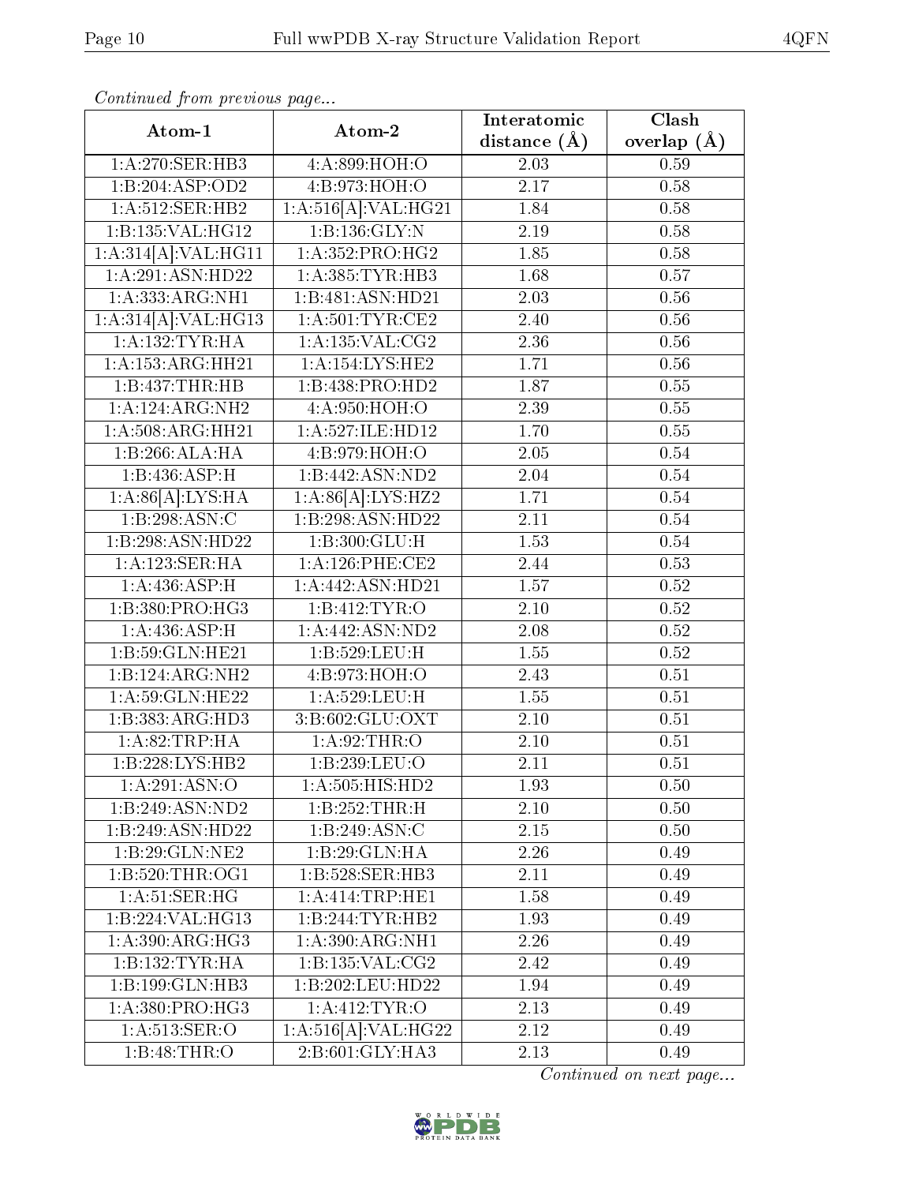*Continued from previous page...*

| Atom-1 | Atom-2 | Interatomic distance (Å) | Clash overlap (Å) |
|---|---|---|---|
| 1:A:270:SER:HB3 | 4:A:899:HOH:O | 2.03 | 0.59 |
| 1:B:204:ASP:OD2 | 4:B:973:HOH:O | 2.17 | 0.58 |
| 1:A:512:SER:HB2 | 1:A:516[A]:VAL:HG21 | 1.84 | 0.58 |
| 1:B:135:VAL:HG12 | 1:B:136:GLY:N | 2.19 | 0.58 |
| 1:A:314[A]:VAL:HG11 | 1:A:352:PRO:HG2 | 1.85 | 0.58 |
| 1:A:291:ASN:HD22 | 1:A:385:TYR:HB3 | 1.68 | 0.57 |
| 1:A:333:ARG:NH1 | 1:B:481:ASN:HD21 | 2.03 | 0.56 |
| 1:A:314[A]:VAL:HG13 | 1:A:501:TYR:CE2 | 2.40 | 0.56 |
| 1:A:132:TYR:HA | 1:A:135:VAL:CG2 | 2.36 | 0.56 |
| 1:A:153:ARG:HH21 | 1:A:154:LYS:HE2 | 1.71 | 0.56 |
| 1:B:437:THR:HB | 1:B:438:PRO:HD2 | 1.87 | 0.55 |
| 1:A:124:ARG:NH2 | 4:A:950:HOH:O | 2.39 | 0.55 |
| 1:A:508:ARG:HH21 | 1:A:527:ILE:HD12 | 1.70 | 0.55 |
| 1:B:266:ALA:HA | 4:B:979:HOH:O | 2.05 | 0.54 |
| 1:B:436:ASP:H | 1:B:442:ASN:ND2 | 2.04 | 0.54 |
| 1:A:86[A]:LYS:HA | 1:A:86[A]:LYS:HZ2 | 1.71 | 0.54 |
| 1:B:298:ASN:C | 1:B:298:ASN:HD22 | 2.11 | 0.54 |
| 1:B:298:ASN:HD22 | 1:B:300:GLU:H | 1.53 | 0.54 |
| 1:A:123:SER:HA | 1:A:126:PHE:CE2 | 2.44 | 0.53 |
| 1:A:436:ASP:H | 1:A:442:ASN:HD21 | 1.57 | 0.52 |
| 1:B:380:PRO:HG3 | 1:B:412:TYR:O | 2.10 | 0.52 |
| 1:A:436:ASP:H | 1:A:442:ASN:ND2 | 2.08 | 0.52 |
| 1:B:59:GLN:HE21 | 1:B:529:LEU:H | 1.55 | 0.52 |
| 1:B:124:ARG:NH2 | 4:B:973:HOH:O | 2.43 | 0.51 |
| 1:A:59:GLN:HE22 | 1:A:529:LEU:H | 1.55 | 0.51 |
| 1:B:383:ARG:HD3 | 3:B:602:GLU:OXT | 2.10 | 0.51 |
| 1:A:82:TRP:HA | 1:A:92:THR:O | 2.10 | 0.51 |
| 1:B:228:LYS:HB2 | 1:B:239:LEU:O | 2.11 | 0.51 |
| 1:A:291:ASN:O | 1:A:505:HIS:HD2 | 1.93 | 0.50 |
| 1:B:249:ASN:ND2 | 1:B:252:THR:H | 2.10 | 0.50 |
| 1:B:249:ASN:HD22 | 1:B:249:ASN:C | 2.15 | 0.50 |
| 1:B:29:GLN:NE2 | 1:B:29:GLN:HA | 2.26 | 0.49 |
| 1:B:520:THR:OG1 | 1:B:528:SER:HB3 | 2.11 | 0.49 |
| 1:A:51:SER:HG | 1:A:414:TRP:HE1 | 1.58 | 0.49 |
| 1:B:224:VAL:HG13 | 1:B:244:TYR:HB2 | 1.93 | 0.49 |
| 1:A:390:ARG:HG3 | 1:A:390:ARG:NH1 | 2.26 | 0.49 |
| 1:B:132:TYR:HA | 1:B:135:VAL:CG2 | 2.42 | 0.49 |
| 1:B:199:GLN:HB3 | 1:B:202:LEU:HD22 | 1.94 | 0.49 |
| 1:A:380:PRO:HG3 | 1:A:412:TYR:O | 2.13 | 0.49 |
| 1:A:513:SER:O | 1:A:516[A]:VAL:HG22 | 2.12 | 0.49 |
| 1:B:48:THR:O | 2:B:601:GLY:HA3 | 2.13 | 0.49 |

*Continued on next page...*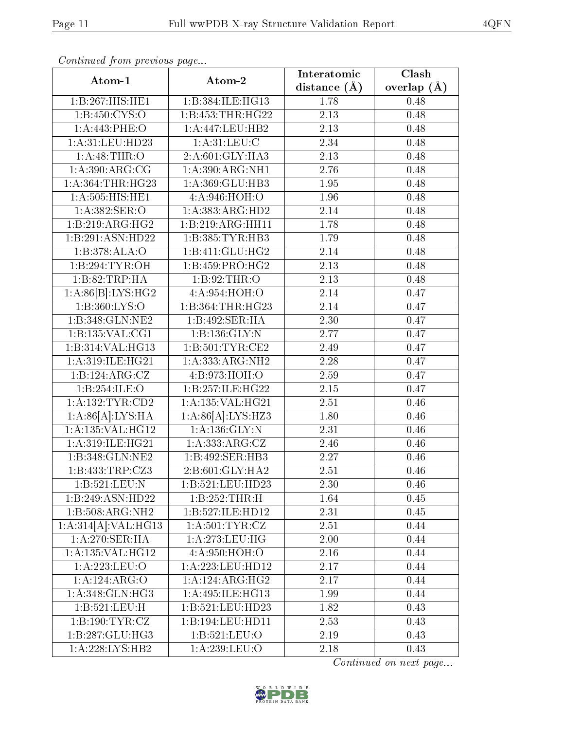*Continued from previous page...*

| Atom-1 | Atom-2 | Interatomic distance (Å) | Clash overlap (Å) |
|---|---|---|---|
| 1:B:267:HIS:HE1 | 1:B:384:ILE:HG13 | 1.78 | 0.48 |
| 1:B:450:CYS:O | 1:B:453:THR:HG22 | 2.13 | 0.48 |
| 1:A:443:PHE:O | 1:A:447:LEU:HB2 | 2.13 | 0.48 |
| 1:A:31:LEU:HD23 | 1:A:31:LEU:C | 2.34 | 0.48 |
| 1:A:48:THR:O | 2:A:601:GLY:HA3 | 2.13 | 0.48 |
| 1:A:390:ARG:CG | 1:A:390:ARG:NH1 | 2.76 | 0.48 |
| 1:A:364:THR:HG23 | 1:A:369:GLU:HB3 | 1.95 | 0.48 |
| 1:A:505:HIS:HE1 | 4:A:946:HOH:O | 1.96 | 0.48 |
| 1:A:382:SER:O | 1:A:383:ARG:HD2 | 2.14 | 0.48 |
| 1:B:219:ARG:HG2 | 1:B:219:ARG:HH11 | 1.78 | 0.48 |
| 1:B:291:ASN:HD22 | 1:B:385:TYR:HB3 | 1.79 | 0.48 |
| 1:B:378:ALA:O | 1:B:411:GLU:HG2 | 2.14 | 0.48 |
| 1:B:294:TYR:OH | 1:B:459:PRO:HG2 | 2.13 | 0.48 |
| 1:B:82:TRP:HA | 1:B:92:THR:O | 2.13 | 0.48 |
| 1:A:86[B]:LYS:HG2 | 4:A:954:HOH:O | 2.14 | 0.47 |
| 1:B:360:LYS:O | 1:B:364:THR:HG23 | 2.14 | 0.47 |
| 1:B:348:GLN:NE2 | 1:B:492:SER:HA | 2.30 | 0.47 |
| 1:B:135:VAL:CG1 | 1:B:136:GLY:N | 2.77 | 0.47 |
| 1:B:314:VAL:HG13 | 1:B:501:TYR:CE2 | 2.49 | 0.47 |
| 1:A:319:ILE:HG21 | 1:A:333:ARG:NH2 | 2.28 | 0.47 |
| 1:B:124:ARG:CZ | 4:B:973:HOH:O | 2.59 | 0.47 |
| 1:B:254:ILE:O | 1:B:257:ILE:HG22 | 2.15 | 0.47 |
| 1:A:132:TYR:CD2 | 1:A:135:VAL:HG21 | 2.51 | 0.46 |
| 1:A:86[A]:LYS:HA | 1:A:86[A]:LYS:HZ3 | 1.80 | 0.46 |
| 1:A:135:VAL:HG12 | 1:A:136:GLY:N | 2.31 | 0.46 |
| 1:A:319:ILE:HG21 | 1:A:333:ARG:CZ | 2.46 | 0.46 |
| 1:B:348:GLN:NE2 | 1:B:492:SER:HB3 | 2.27 | 0.46 |
| 1:B:433:TRP:CZ3 | 2:B:601:GLY:HA2 | 2.51 | 0.46 |
| 1:B:521:LEU:N | 1:B:521:LEU:HD23 | 2.30 | 0.46 |
| 1:B:249:ASN:HD22 | 1:B:252:THR:H | 1.64 | 0.45 |
| 1:B:508:ARG:NH2 | 1:B:527:ILE:HD12 | 2.31 | 0.45 |
| 1:A:314[A]:VAL:HG13 | 1:A:501:TYR:CZ | 2.51 | 0.44 |
| 1:A:270:SER:HA | 1:A:273:LEU:HG | 2.00 | 0.44 |
| 1:A:135:VAL:HG12 | 4:A:950:HOH:O | 2.16 | 0.44 |
| 1:A:223:LEU:O | 1:A:223:LEU:HD12 | 2.17 | 0.44 |
| 1:A:124:ARG:O | 1:A:124:ARG:HG2 | 2.17 | 0.44 |
| 1:A:348:GLN:HG3 | 1:A:495:ILE:HG13 | 1.99 | 0.44 |
| 1:B:521:LEU:H | 1:B:521:LEU:HD23 | 1.82 | 0.43 |
| 1:B:190:TYR:CZ | 1:B:194:LEU:HD11 | 2.53 | 0.43 |
| 1:B:287:GLU:HG3 | 1:B:521:LEU:O | 2.19 | 0.43 |
| 1:A:228:LYS:HB2 | 1:A:239:LEU:O | 2.18 | 0.43 |

*Continued on next page...*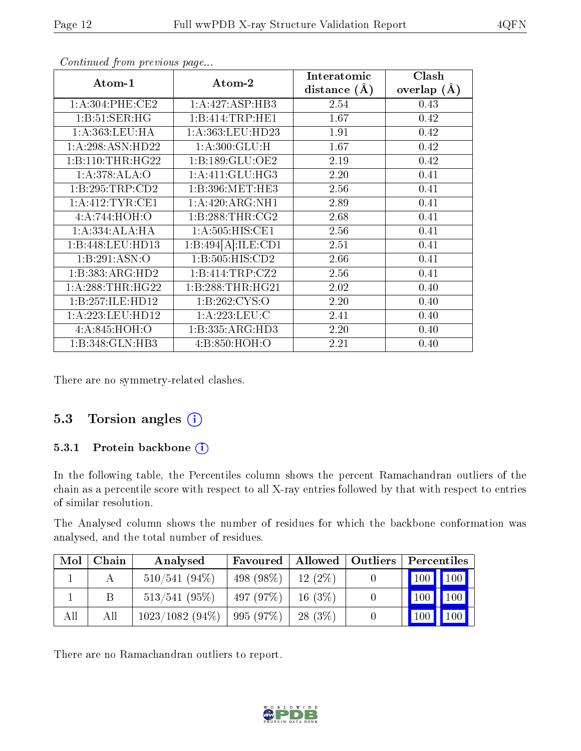*Continued from previous page...*

| Atom-1 | Atom-2 | Interatomic distance (Å) | Clash overlap (Å) |
|---|---|---|---|
| 1:A:304:PHE:CE2 | 1:A:427:ASP:HB3 | 2.54 | 0.43 |
| 1:B:51:SER:HG | 1:B:414:TRP:HE1 | 1.67 | 0.42 |
| 1:A:363:LEU:HA | 1:A:363:LEU:HD23 | 1.91 | 0.42 |
| 1:A:298:ASN:HD22 | 1:A:300:GLU:H | 1.67 | 0.42 |
| 1:B:110:THR:HG22 | 1:B:189:GLU:OE2 | 2.19 | 0.42 |
| 1:A:378:ALA:O | 1:A:411:GLU:HG3 | 2.20 | 0.41 |
| 1:B:295:TRP:CD2 | 1:B:396:MET:HE3 | 2.56 | 0.41 |
| 1:A:412:TYR:CE1 | 1:A:420:ARG:NH1 | 2.89 | 0.41 |
| 4:A:744:HOH:O | 1:B:288:THR:CG2 | 2.68 | 0.41 |
| 1:A:334:ALA:HA | 1:A:505:HIS:CE1 | 2.56 | 0.41 |
| 1:B:448:LEU:HD13 | 1:B:494[A]:ILE:CD1 | 2.51 | 0.41 |
| 1:B:291:ASN:O | 1:B:505:HIS:CD2 | 2.66 | 0.41 |
| 1:B:383:ARG:HD2 | 1:B:414:TRP:CZ2 | 2.56 | 0.41 |
| 1:A:288:THR:HG22 | 1:B:288:THR:HG21 | 2.02 | 0.40 |
| 1:B:257:ILE:HD12 | 1:B:262:CYS:O | 2.20 | 0.40 |
| 1:A:223:LEU:HD12 | 1:A:223:LEU:C | 2.41 | 0.40 |
| 4:A:845:HOH:O | 1:B:335:ARG:HD3 | 2.20 | 0.40 |
| 1:B:348:GLN:HB3 | 4:B:850:HOH:O | 2.21 | 0.40 |

There are no symmetry-related clashes.

## 5.3 Torsion angles

### 5.3.1 Protein backbone

In the following table, the Percentiles column shows the percent Ramachandran outliers of the chain as a percentile score with respect to all X-ray entries followed by that with respect to entries of similar resolution.

The Analysed column shows the number of residues for which the backbone conformation was analysed, and the total number of residues.

| Mol | Chain | Analysed | Favoured | Allowed | Outliers | Percentiles | |
|---|---|---|---|---|---|---|---|
| 1 | A | 510/541 (94%) | 498 (98%) | 12 (2%) | 0 | 100 | 100 |
| 1 | B | 513/541 (95%) | 497 (97%) | 16 (3%) | 0 | 100 | 100 |
| All | All | 1023/1082 (94%) | 995 (97%) | 28 (3%) | 0 | 100 | 100 |

There are no Ramachandran outliers to report.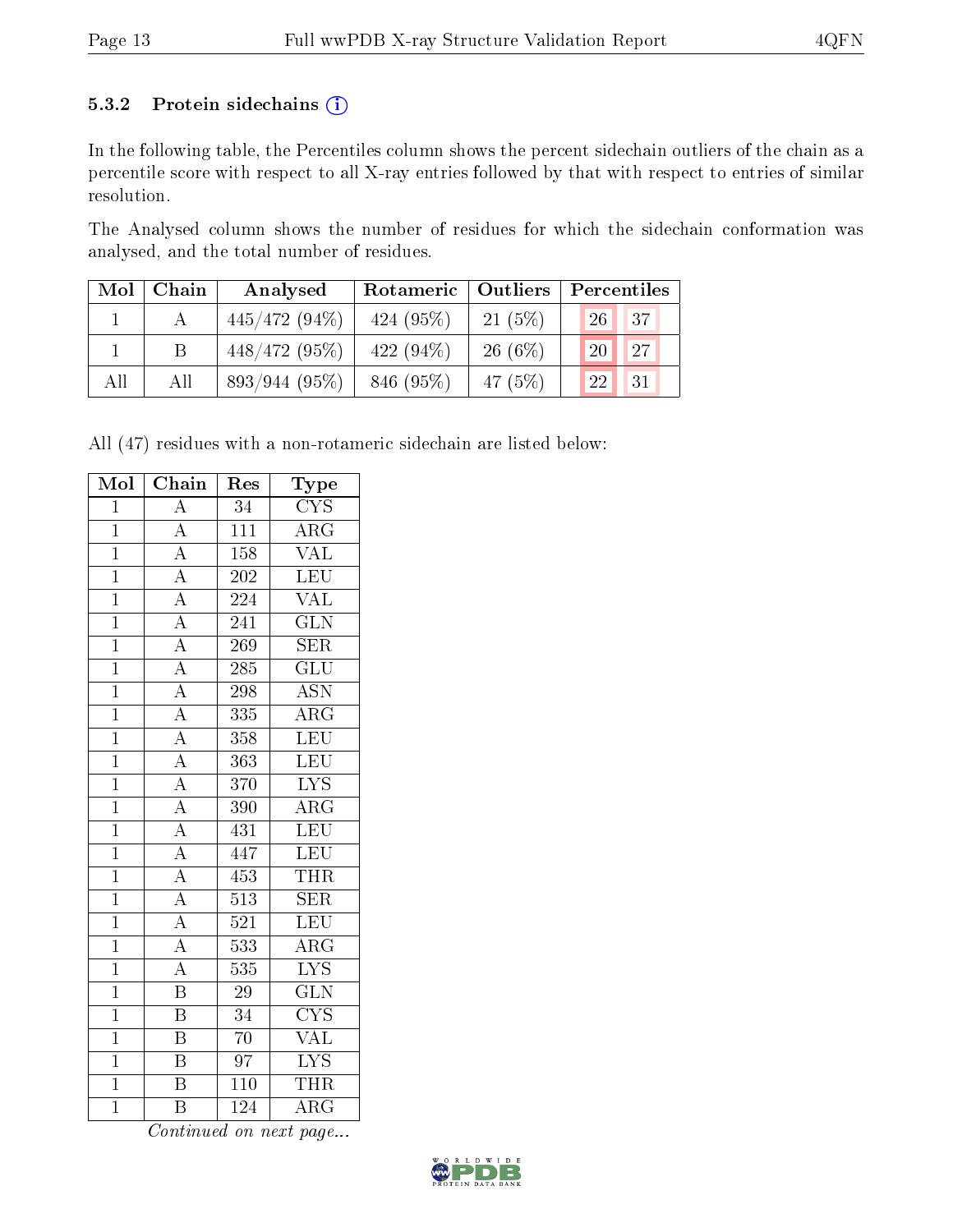### 5.3.2 Protein sidechains (i)

In the following table, the Percentiles column shows the percent sidechain outliers of the chain as a percentile score with respect to all X-ray entries followed by that with respect to entries of similar resolution.

The Analysed column shows the number of residues for which the sidechain conformation was analysed, and the total number of residues.

| Mol | Chain | Analysed | Rotameric | Outliers | Percentiles | |
|---|---|---|---|---|---|---|
| 1 | A | 445/472 (94%) | 424 (95%) | 21 (5%) | 26 | 37 |
| 1 | B | 448/472 (95%) | 422 (94%) | 26 (6%) | 20 | 27 |
| All | All | 893/944 (95%) | 846 (95%) | 47 (5%) | 22 | 31 |

All (47) residues with a non-rotameric sidechain are listed below:

| Mol | Chain | Res | Type |
|---|---|---|---|
| 1 | A | 34 | CYS |
| 1 | A | 111 | ARG |
| 1 | A | 158 | VAL |
| 1 | A | 202 | LEU |
| 1 | A | 224 | VAL |
| 1 | A | 241 | GLN |
| 1 | A | 269 | SER |
| 1 | A | 285 | GLU |
| 1 | A | 298 | ASN |
| 1 | A | 335 | ARG |
| 1 | A | 358 | LEU |
| 1 | A | 363 | LEU |
| 1 | A | 370 | LYS |
| 1 | A | 390 | ARG |
| 1 | A | 431 | LEU |
| 1 | A | 447 | LEU |
| 1 | A | 453 | THR |
| 1 | A | 513 | SER |
| 1 | A | 521 | LEU |
| 1 | A | 533 | ARG |
| 1 | A | 535 | LYS |
| 1 | B | 29 | GLN |
| 1 | B | 34 | CYS |
| 1 | B | 70 | VAL |
| 1 | B | 97 | LYS |
| 1 | B | 110 | THR |
| 1 | B | 124 | ARG |

*Continued on next page...*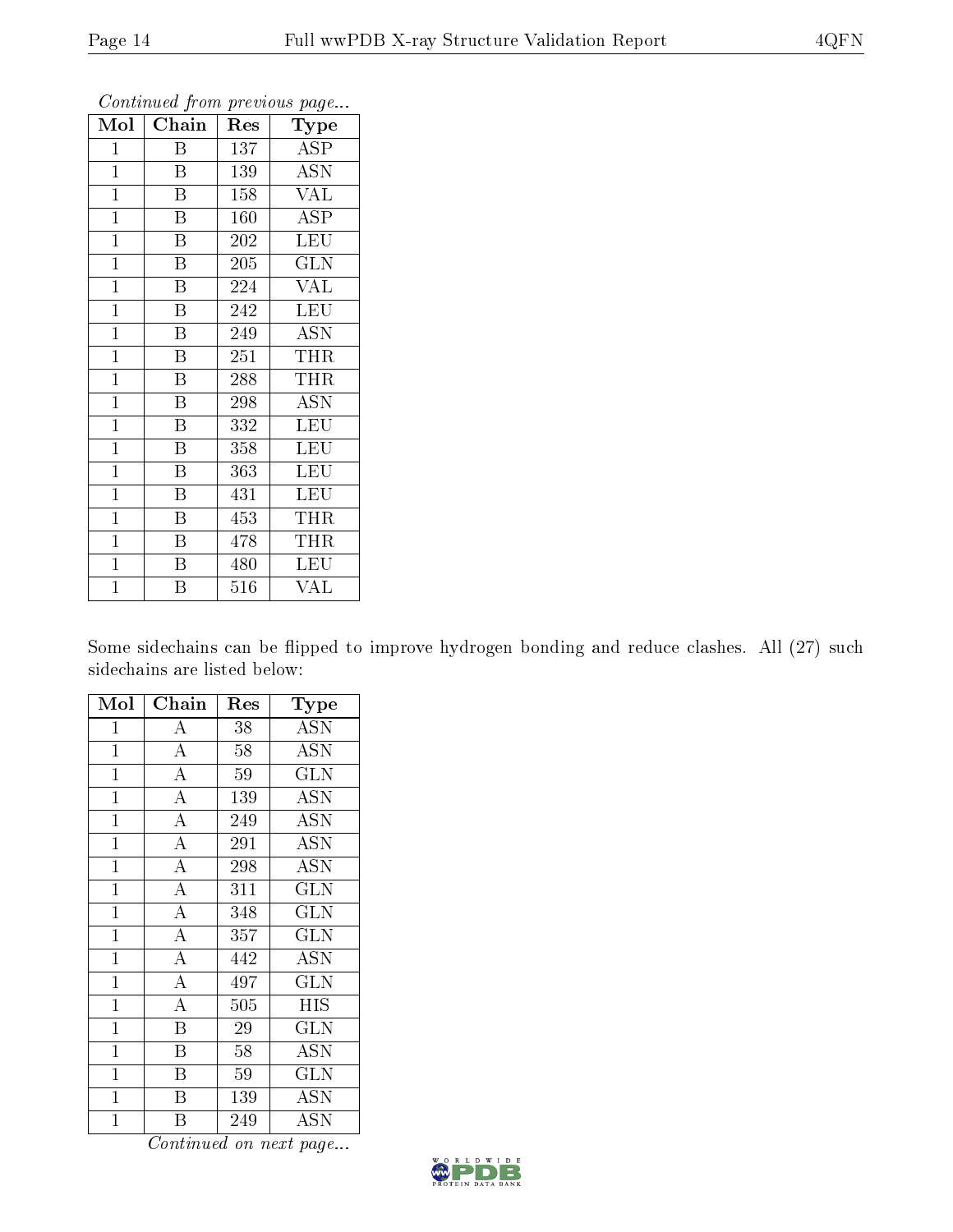*Continued from previous page...*

| Mol | Chain | Res | Type |
|---|---|---|---|
| 1 | B | 137 | ASP |
| 1 | B | 139 | ASN |
| 1 | B | 158 | VAL |
| 1 | B | 160 | ASP |
| 1 | B | 202 | LEU |
| 1 | B | 205 | GLN |
| 1 | B | 224 | VAL |
| 1 | B | 242 | LEU |
| 1 | B | 249 | ASN |
| 1 | B | 251 | THR |
| 1 | B | 288 | THR |
| 1 | B | 298 | ASN |
| 1 | B | 332 | LEU |
| 1 | B | 358 | LEU |
| 1 | B | 363 | LEU |
| 1 | B | 431 | LEU |
| 1 | B | 453 | THR |
| 1 | B | 478 | THR |
| 1 | B | 480 | LEU |
| 1 | B | 516 | VAL |

Some sidechains can be flipped to improve hydrogen bonding and reduce clashes. All (27) such sidechains are listed below:

| Mol | Chain | Res | Type |
|---|---|---|---|
| 1 | A | 38 | ASN |
| 1 | A | 58 | ASN |
| 1 | A | 59 | GLN |
| 1 | A | 139 | ASN |
| 1 | A | 249 | ASN |
| 1 | A | 291 | ASN |
| 1 | A | 298 | ASN |
| 1 | A | 311 | GLN |
| 1 | A | 348 | GLN |
| 1 | A | 357 | GLN |
| 1 | A | 442 | ASN |
| 1 | A | 497 | GLN |
| 1 | A | 505 | HIS |
| 1 | B | 29 | GLN |
| 1 | B | 58 | ASN |
| 1 | B | 59 | GLN |
| 1 | B | 139 | ASN |
| 1 | B | 249 | ASN |

*Continued on next page...*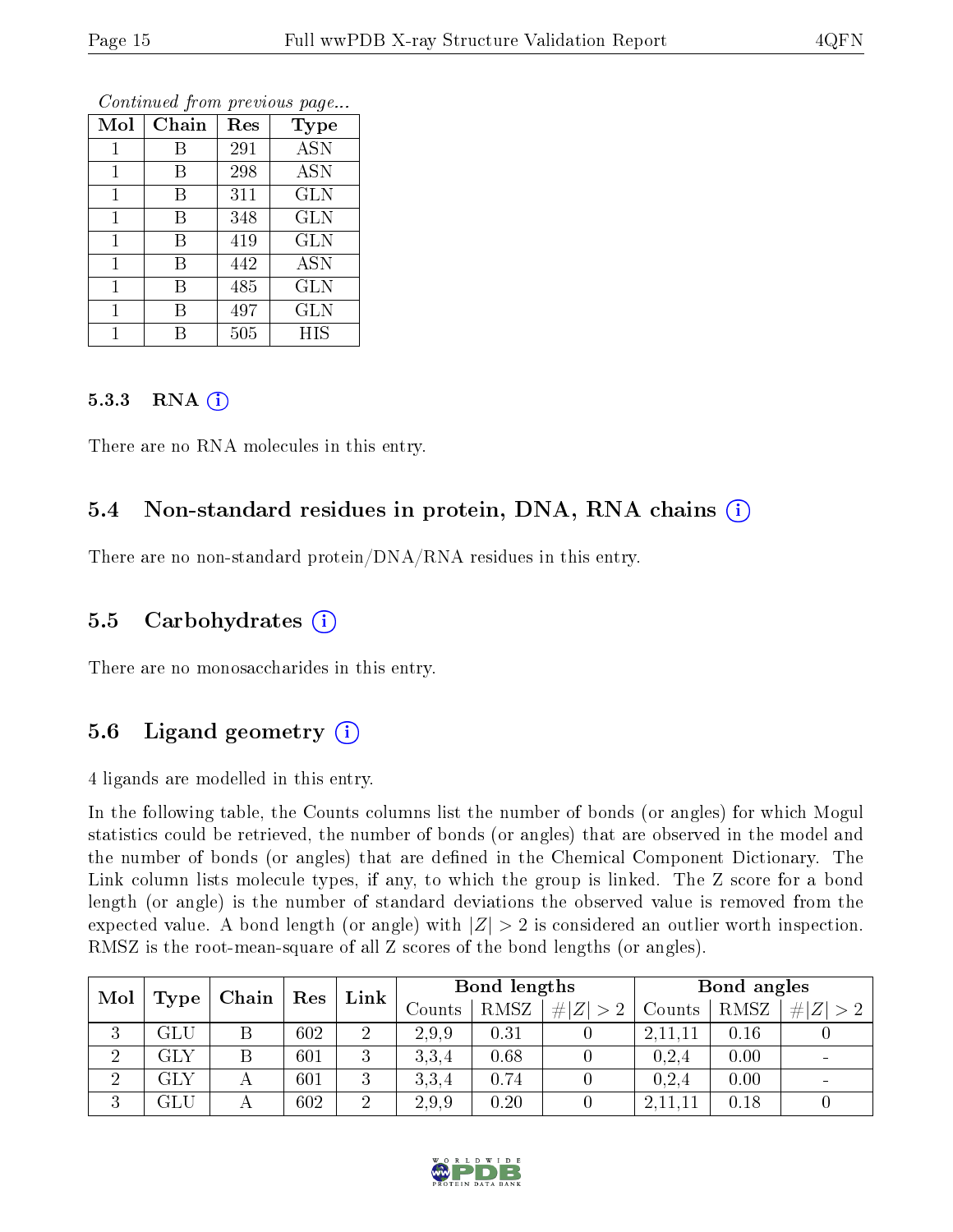*Continued from previous page...*

| Mol | Chain | Res | Type |
|---|---|---|---|
| 1 | B | 291 | ASN |
| 1 | B | 298 | ASN |
| 1 | B | 311 | GLN |
| 1 | B | 348 | GLN |
| 1 | B | 419 | GLN |
| 1 | B | 442 | ASN |
| 1 | B | 485 | GLN |
| 1 | B | 497 | GLN |
| 1 | B | 505 | HIS |

#### 5.3.3 RNA (i)

There are no RNA molecules in this entry.

### 5.4 Non-standard residues in protein, DNA, RNA chains (i)

There are no non-standard protein/DNA/RNA residues in this entry.

### 5.5 Carbohydrates (i)

There are no monosaccharides in this entry.

### 5.6 Ligand geometry (i)

4 ligands are modelled in this entry.

In the following table, the Counts columns list the number of bonds (or angles) for which Mogul statistics could be retrieved, the number of bonds (or angles) that are observed in the model and the number of bonds (or angles) that are defined in the Chemical Component Dictionary. The Link column lists molecule types, if any, to which the group is linked. The Z score for a bond length (or angle) is the number of standard deviations the observed value is removed from the expected value. A bond length (or angle) with $|Z| > 2$ is considered an outlier worth inspection. RMSZ is the root-mean-square of all Z scores of the bond lengths (or angles).

| Mol | Type | Chain | Res | Link | Bond lengths | | | Bond angles | | |
|---|---|---|---|---|---|---|---|---|---|---|
| | | | | | Counts | RMSZ | $\#\|Z\| > 2$ | Counts | RMSZ | $\#\|Z\| > 2$ |
| 3 | GLU | B | 602 | 2 | 2,9,9 | 0.31 | 0 | 2,11,11 | 0.16 | 0 |
| 2 | GLY | B | 601 | 3 | 3,3,4 | 0.68 | 0 | 0,2,4 | 0.00 | - |
| 2 | GLY | A | 601 | 3 | 3,3,4 | 0.74 | 0 | 0,2,4 | 0.00 | - |
| 3 | GLU | A | 602 | 2 | 2,9,9 | 0.20 | 0 | 2,11,11 | 0.18 | 0 |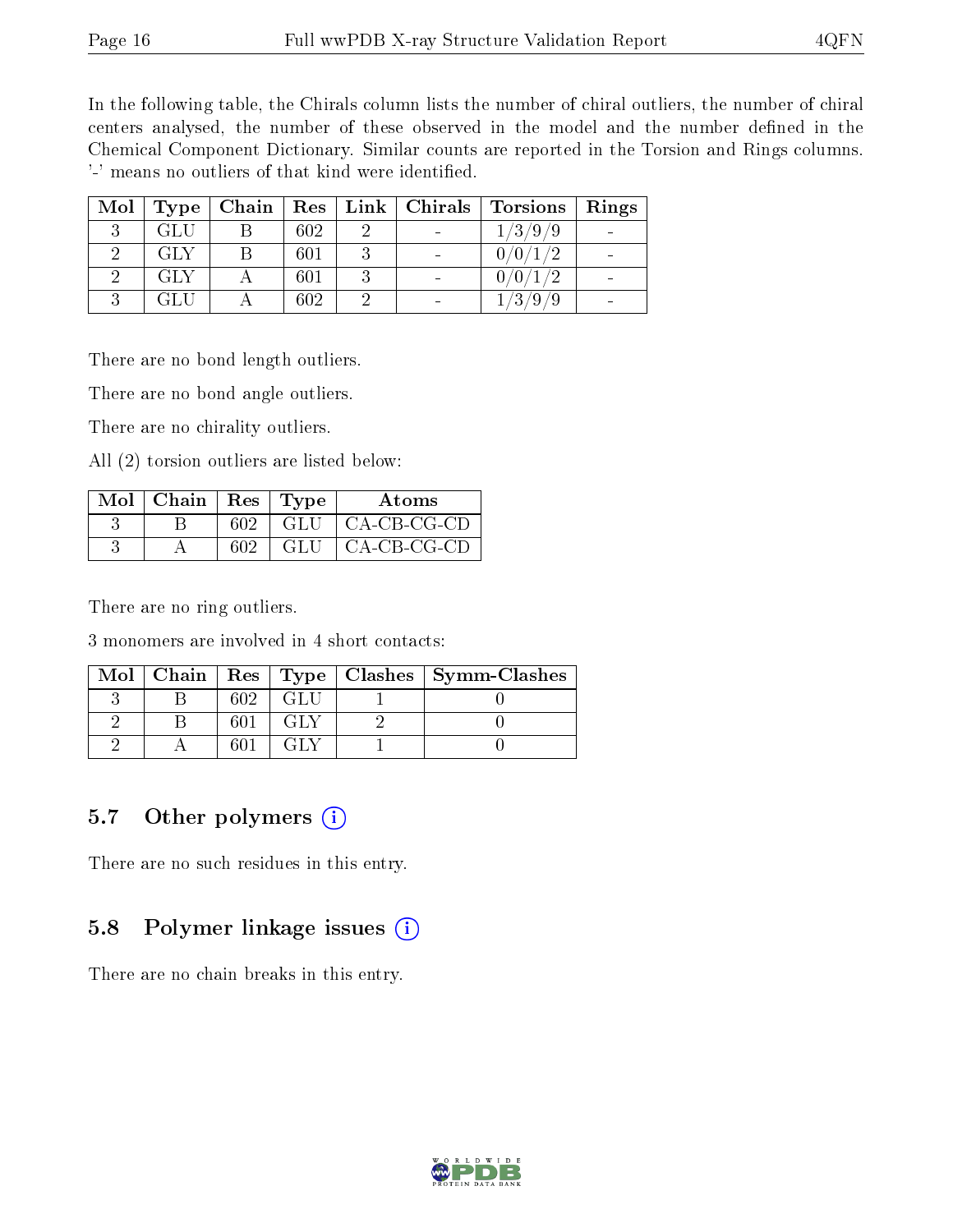In the following table, the Chirals column lists the number of chiral outliers, the number of chiral centers analysed, the number of these observed in the model and the number defined in the Chemical Component Dictionary. Similar counts are reported in the Torsion and Rings columns. '-' means no outliers of that kind were identified.

| Mol | Type | Chain | Res | Link | Chirals | Torsions | Rings |
|---|---|---|---|---|---|---|---|
| 3 | GLU | B | 602 | 2 | - | 1/3/9/9 | - |
| 2 | GLY | B | 601 | 3 | - | 0/0/1/2 | - |
| 2 | GLY | A | 601 | 3 | - | 0/0/1/2 | - |
| 3 | GLU | A | 602 | 2 | - | 1/3/9/9 | - |

There are no bond length outliers.

There are no bond angle outliers.

There are no chirality outliers.

All (2) torsion outliers are listed below:

| Mol | Chain | Res | Type | Atoms |
|---|---|---|---|---|
| 3 | B | 602 | GLU | CA-CB-CG-CD |
| 3 | A | 602 | GLU | CA-CB-CG-CD |

There are no ring outliers.

3 monomers are involved in 4 short contacts:

| Mol | Chain | Res | Type | Clashes | Symm-Clashes |
|---|---|---|---|---|---|
| 3 | B | 602 | GLU | 1 | 0 |
| 2 | B | 601 | GLY | 2 | 0 |
| 2 | A | 601 | GLY | 1 | 0 |

## 5.7 Other polymers

There are no such residues in this entry.

## 5.8 Polymer linkage issues

There are no chain breaks in this entry.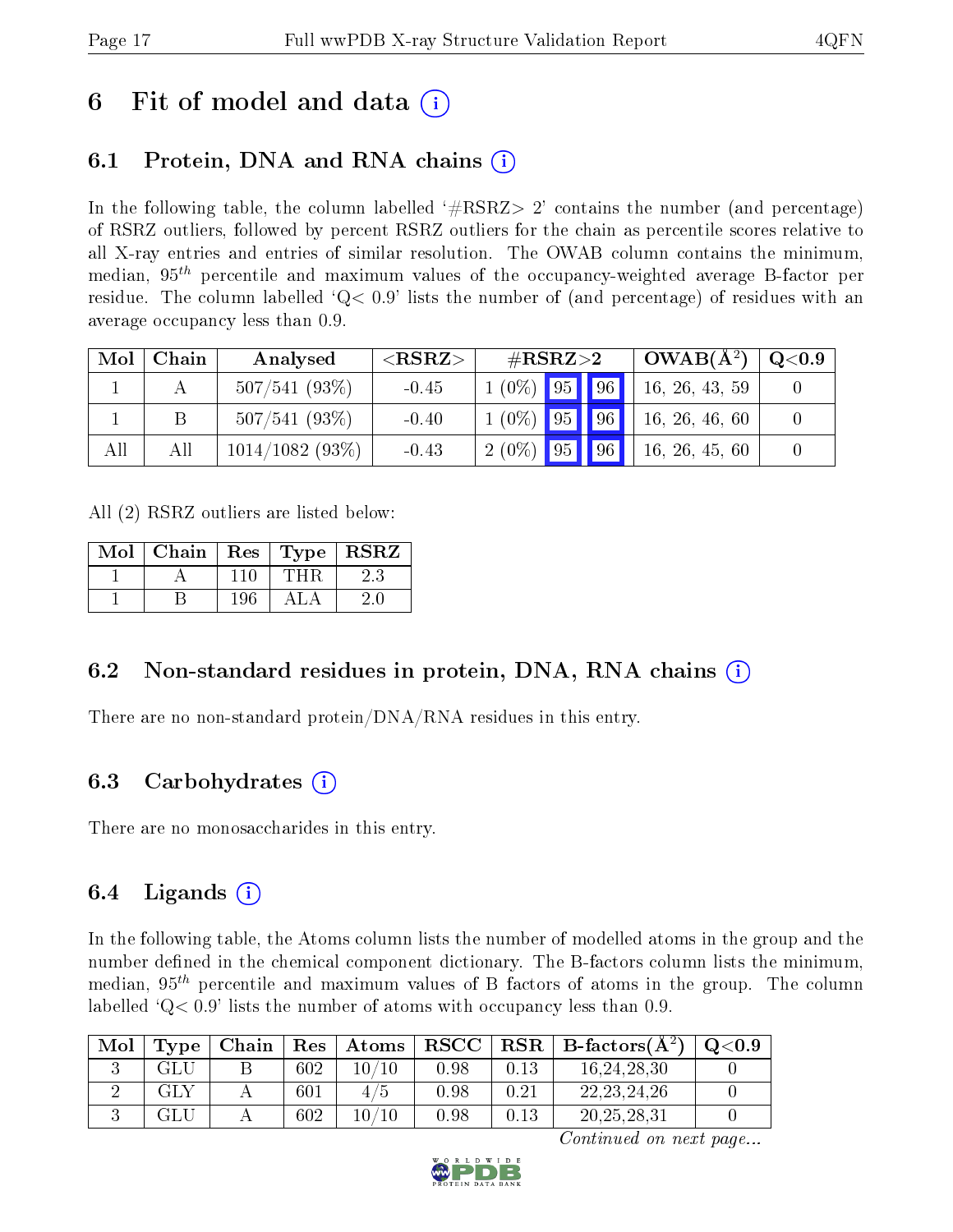# 6 Fit of model and data

## 6.1 Protein, DNA and RNA chains

In the following table, the column labelled '#RSRZ> 2' contains the number (and percentage) of RSRZ outliers, followed by percent RSRZ outliers for the chain as percentile scores relative to all X-ray entries and entries of similar resolution. The OWAB column contains the minimum, median, $95^{th}$ percentile and maximum values of the occupancy-weighted average B-factor per residue. The column labelled 'Q< 0.9' lists the number of (and percentage) of residues with an average occupancy less than 0.9.

| Mol | Chain | Analysed | <RSRZ> | #RSRZ>2 | | | OWAB(Å$^2$) | Q<0.9 |
|---|---|---|---|---|---|---|---|---|
| 1 | A | 507/541 (93%) | -0.45 | 1 (0%) | 95 | 96 | 16, 26, 43, 59 | 0 |
| 1 | B | 507/541 (93%) | -0.40 | 1 (0%) | 95 | 96 | 16, 26, 46, 60 | 0 |
| All | All | 1014/1082 (93%) | -0.43 | 2 (0%) | 95 | 96 | 16, 26, 45, 60 | 0 |

All (2) RSRZ outliers are listed below:

| Mol | Chain | Res | Type | RSRZ |
|---|---|---|---|---|
| 1 | A | 110 | THR | 2.3 |
| 1 | B | 196 | ALA | 2.0 |

## 6.2 Non-standard residues in protein, DNA, RNA chains

There are no non-standard protein/DNA/RNA residues in this entry.

## 6.3 Carbohydrates

There are no monosaccharides in this entry.

## 6.4 Ligands

In the following table, the Atoms column lists the number of modelled atoms in the group and the number defined in the chemical component dictionary. The B-factors column lists the minimum, median, $95^{th}$ percentile and maximum values of B factors of atoms in the group. The column labelled 'Q< 0.9' lists the number of atoms with occupancy less than 0.9.

| Mol | Type | Chain | Res | Atoms | RSCC | RSR | B-factors(Å$^2$) | Q<0.9 |
|---|---|---|---|---|---|---|---|---|
| 3 | GLU | B | 602 | 10/10 | 0.98 | 0.13 | 16,24,28,30 | 0 |
| 2 | GLY | A | 601 | 4/5 | 0.98 | 0.21 | 22,23,24,26 | 0 |
| 3 | GLU | A | 602 | 10/10 | 0.98 | 0.13 | 20,25,28,31 | 0 |

*Continued on next page...*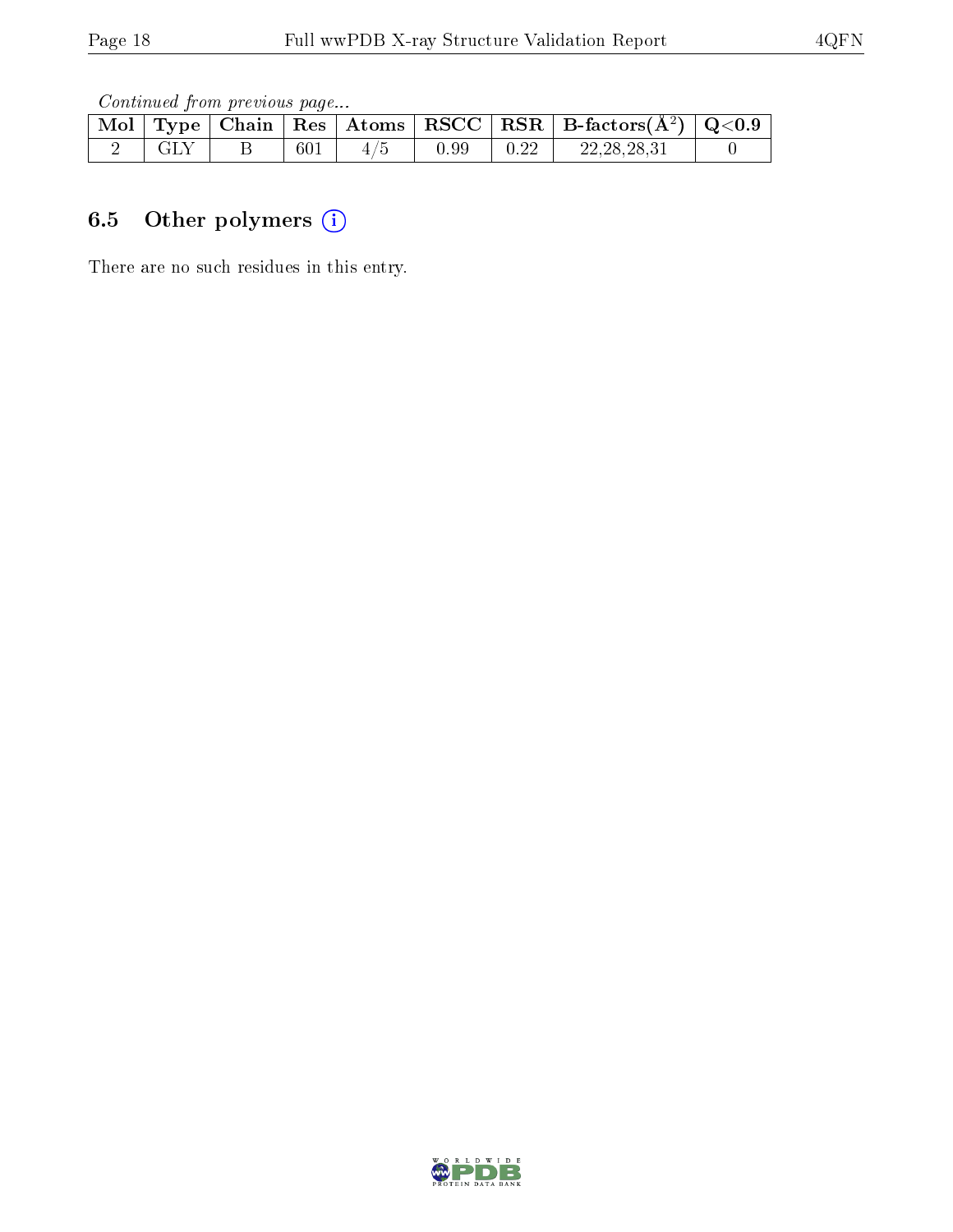*Continued from previous page...*

| Mol | Type | Chain | Res | Atoms | RSCC | RSR | B-factors($Å^2$) | Q<0.9 |
|---|---|---|---|---|---|---|---|---|
| 2 | GLY | B | 601 | 4/5 | 0.99 | 0.22 | 22,28,28,31 | 0 |

## 6.5 Other polymers

There are no such residues in this entry.